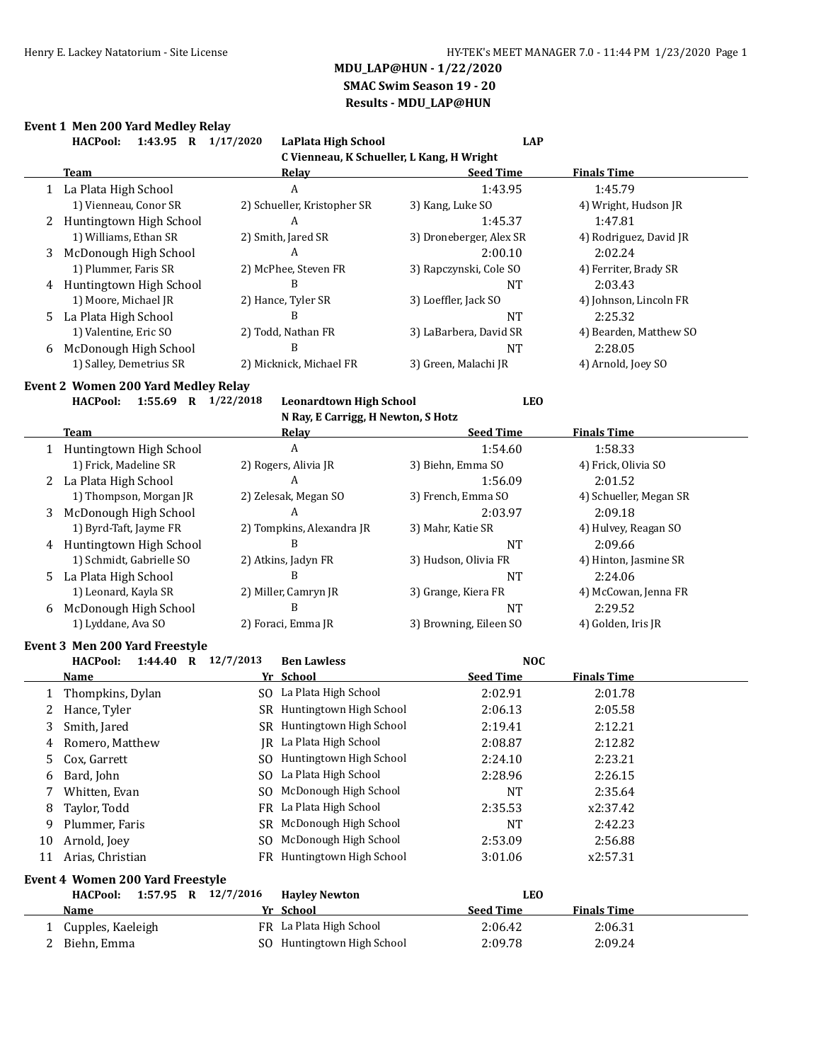# MDU_LAP@HUN - 1/22/2020

## SMAC Swim Season 19 - 20

## Results - MDU_LAP@HUN

### Event 1 Men 200 Yard Medley Relay

**HACPool: 1:43.95 R 1/17/2020 LaPlata High School LAP**
**C Vienneau, K Schueller, L Kang, H Wright**

| | Team | Relay | Seed Time | Finals Time |
|---|---|---|---|---|
| 1 | La Plata High School | A | 1:43.95 | 1:45.79 |
| | 1) Vienneau, Conor SR | 2) Schueller, Kristopher SR | 3) Kang, Luke SO | 4) Wright, Hudson JR |
| 2 | Huntingtown High School | A | 1:45.37 | 1:47.81 |
| | 1) Williams, Ethan SR | 2) Smith, Jared SR | 3) Droneberger, Alex SR | 4) Rodriguez, David JR |
| 3 | McDonough High School | A | 2:00.10 | 2:02.24 |
| | 1) Plummer, Faris SR | 2) McPhee, Steven FR | 3) Rapczynski, Cole SO | 4) Ferriter, Brady SR |
| 4 | Huntingtown High School | B | NT | 2:03.43 |
| | 1) Moore, Michael JR | 2) Hance, Tyler SR | 3) Loeffler, Jack SO | 4) Johnson, Lincoln FR |
| 5 | La Plata High School | B | NT | 2:25.32 |
| | 1) Valentine, Eric SO | 2) Todd, Nathan FR | 3) LaBarbera, David SR | 4) Bearden, Matthew SO |
| 6 | McDonough High School | B | NT | 2:28.05 |
| | 1) Salley, Demetrius SR | 2) Micknick, Michael FR | 3) Green, Malachi JR | 4) Arnold, Joey SO |

### Event 2 Women 200 Yard Medley Relay

**HACPool: 1:55.69 R 1/22/2018 Leonardtown High School LEO**
**N Ray, E Carrigg, H Newton, S Hotz**

| | Team | Relay | Seed Time | Finals Time |
|---|---|---|---|---|
| 1 | Huntingtown High School | A | 1:54.60 | 1:58.33 |
| | 1) Frick, Madeline SR | 2) Rogers, Alivia JR | 3) Biehn, Emma SO | 4) Frick, Olivia SO |
| 2 | La Plata High School | A | 1:56.09 | 2:01.52 |
| | 1) Thompson, Morgan JR | 2) Zelesak, Megan SO | 3) French, Emma SO | 4) Schueller, Megan SR |
| 3 | McDonough High School | A | 2:03.97 | 2:09.18 |
| | 1) Byrd-Taft, Jayme FR | 2) Tompkins, Alexandra JR | 3) Mahr, Katie SR | 4) Hulvey, Reagan SO |
| 4 | Huntingtown High School | B | NT | 2:09.66 |
| | 1) Schmidt, Gabrielle SO | 2) Atkins, Jadyn FR | 3) Hudson, Olivia FR | 4) Hinton, Jasmine SR |
| 5 | La Plata High School | B | NT | 2:24.06 |
| | 1) Leonard, Kayla SR | 2) Miller, Camryn JR | 3) Grange, Kiera FR | 4) McCowan, Jenna FR |
| 6 | McDonough High School | B | NT | 2:29.52 |
| | 1) Lyddane, Ava SO | 2) Foraci, Emma JR | 3) Browning, Eileen SO | 4) Golden, Iris JR |

### Event 3 Men 200 Yard Freestyle

**HACPool: 1:44.40 R 12/7/2013 Ben Lawless NOC**

| | Name | Yr | School | Seed Time | Finals Time |
|---|---|---|---|---|---|
| 1 | Thompkins, Dylan | SO | La Plata High School | 2:02.91 | 2:01.78 |
| 2 | Hance, Tyler | SR | Huntingtown High School | 2:06.13 | 2:05.58 |
| 3 | Smith, Jared | SR | Huntingtown High School | 2:19.41 | 2:12.21 |
| 4 | Romero, Matthew | JR | La Plata High School | 2:08.87 | 2:12.82 |
| 5 | Cox, Garrett | SO | Huntingtown High School | 2:24.10 | 2:23.21 |
| 6 | Bard, John | SO | La Plata High School | 2:28.96 | 2:26.15 |
| 7 | Whitten, Evan | SO | McDonough High School | NT | 2:35.64 |
| 8 | Taylor, Todd | FR | La Plata High School | 2:35.53 | x2:37.42 |
| 9 | Plummer, Faris | SR | McDonough High School | NT | 2:42.23 |
| 10 | Arnold, Joey | SO | McDonough High School | 2:53.09 | 2:56.88 |
| 11 | Arias, Christian | FR | Huntingtown High School | 3:01.06 | x2:57.31 |

### Event 4 Women 200 Yard Freestyle

**HACPool: 1:57.95 R 12/7/2016 Hayley Newton LEO**

| | Name | Yr | School | Seed Time | Finals Time |
|---|---|---|---|---|---|
| 1 | Cupples, Kaeleigh | FR | La Plata High School | 2:06.42 | 2:06.31 |
| 2 | Biehn, Emma | SO | Huntingtown High School | 2:09.78 | 2:09.24 |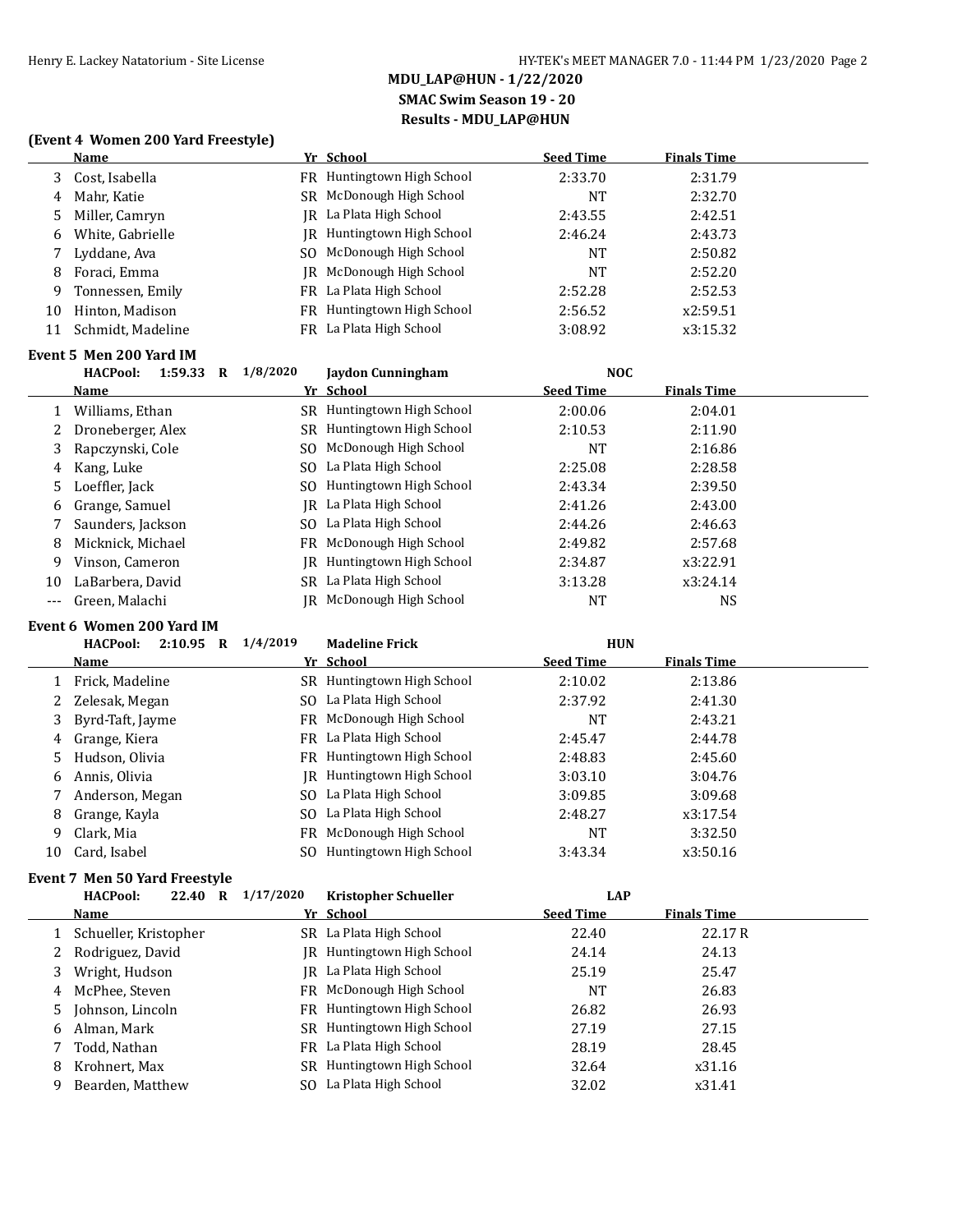## MDU_LAP@HUN - 1/22/2020
## SMAC Swim Season 19 - 20
## Results - MDU_LAP@HUN

### (Event 4 Women 200 Yard Freestyle)

| | Name | Yr | School | Seed Time | Finals Time |
|---|---|---|---|---|---|
| 3 | Cost, Isabella | FR | Huntingtown High School | 2:33.70 | 2:31.79 |
| 4 | Mahr, Katie | SR | McDonough High School | NT | 2:32.70 |
| 5 | Miller, Camryn | JR | La Plata High School | 2:43.55 | 2:42.51 |
| 6 | White, Gabrielle | JR | Huntingtown High School | 2:46.24 | 2:43.73 |
| 7 | Lyddane, Ava | SO | McDonough High School | NT | 2:50.82 |
| 8 | Foraci, Emma | JR | McDonough High School | NT | 2:52.20 |
| 9 | Tonnessen, Emily | FR | La Plata High School | 2:52.28 | 2:52.53 |
| 10 | Hinton, Madison | FR | Huntingtown High School | 2:56.52 | x2:59.51 |
| 11 | Schmidt, Madeline | FR | La Plata High School | 3:08.92 | x3:15.32 |

### Event 5 Men 200 Yard IM

HACPool: 1:59.33 R 1/8/2020 Jaydon Cunningham NOC

| | Name | Yr | School | Seed Time | Finals Time |
|---|---|---|---|---|---|
| 1 | Williams, Ethan | SR | Huntingtown High School | 2:00.06 | 2:04.01 |
| 2 | Droneberger, Alex | SR | Huntingtown High School | 2:10.53 | 2:11.90 |
| 3 | Rapczynski, Cole | SO | McDonough High School | NT | 2:16.86 |
| 4 | Kang, Luke | SO | La Plata High School | 2:25.08 | 2:28.58 |
| 5 | Loeffler, Jack | SO | Huntingtown High School | 2:43.34 | 2:39.50 |
| 6 | Grange, Samuel | JR | La Plata High School | 2:41.26 | 2:43.00 |
| 7 | Saunders, Jackson | SO | La Plata High School | 2:44.26 | 2:46.63 |
| 8 | Micknick, Michael | FR | McDonough High School | 2:49.82 | 2:57.68 |
| 9 | Vinson, Cameron | JR | Huntingtown High School | 2:34.87 | x3:22.91 |
| 10 | LaBarbera, David | SR | La Plata High School | 3:13.28 | x3:24.14 |
| --- | Green, Malachi | JR | McDonough High School | NT | NS |

### Event 6 Women 200 Yard IM

HACPool: 2:10.95 R 1/4/2019 Madeline Frick HUN

| | Name | Yr | School | Seed Time | Finals Time |
|---|---|---|---|---|---|
| 1 | Frick, Madeline | SR | Huntingtown High School | 2:10.02 | 2:13.86 |
| 2 | Zelesak, Megan | SO | La Plata High School | 2:37.92 | 2:41.30 |
| 3 | Byrd-Taft, Jayme | FR | McDonough High School | NT | 2:43.21 |
| 4 | Grange, Kiera | FR | La Plata High School | 2:45.47 | 2:44.78 |
| 5 | Hudson, Olivia | FR | Huntingtown High School | 2:48.83 | 2:45.60 |
| 6 | Annis, Olivia | JR | Huntingtown High School | 3:03.10 | 3:04.76 |
| 7 | Anderson, Megan | SO | La Plata High School | 3:09.85 | 3:09.68 |
| 8 | Grange, Kayla | SO | La Plata High School | 2:48.27 | x3:17.54 |
| 9 | Clark, Mia | FR | McDonough High School | NT | 3:32.50 |
| 10 | Card, Isabel | SO | Huntingtown High School | 3:43.34 | x3:50.16 |

### Event 7 Men 50 Yard Freestyle

HACPool: 22.40 R 1/17/2020 Kristopher Schueller LAP

| | Name | Yr | School | Seed Time | Finals Time |
|---|---|---|---|---|---|
| 1 | Schueller, Kristopher | SR | La Plata High School | 22.40 | 22.17 R |
| 2 | Rodriguez, David | JR | Huntingtown High School | 24.14 | 24.13 |
| 3 | Wright, Hudson | JR | La Plata High School | 25.19 | 25.47 |
| 4 | McPhee, Steven | FR | McDonough High School | NT | 26.83 |
| 5 | Johnson, Lincoln | FR | Huntingtown High School | 26.82 | 26.93 |
| 6 | Alman, Mark | SR | Huntingtown High School | 27.19 | 27.15 |
| 7 | Todd, Nathan | FR | La Plata High School | 28.19 | 28.45 |
| 8 | Krohnert, Max | SR | Huntingtown High School | 32.64 | x31.16 |
| 9 | Bearden, Matthew | SO | La Plata High School | 32.02 | x31.41 |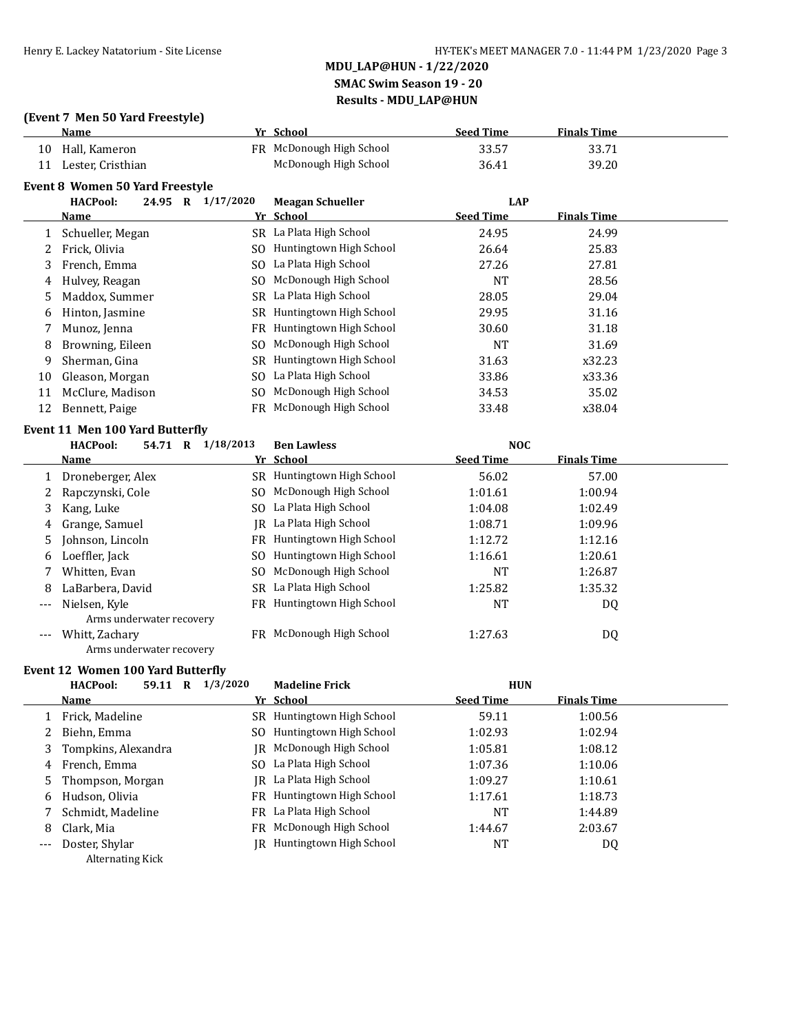## MDU_LAP@HUN - 1/22/2020

### SMAC Swim Season 19 - 20

### Results - MDU_LAP@HUN

**(Event 7 Men 50 Yard Freestyle)**

| | Name | Yr | School | Seed Time | Finals Time |
|---|---|---|---|---|---|
| 10 | Hall, Kameron | FR | McDonough High School | 33.57 | 33.71 |
| 11 | Lester, Cristhian | | McDonough High School | 36.41 | 39.20 |

**Event 8 Women 50 Yard Freestyle**

HACPool: 24.95 R 1/17/2020 Meagan Schueller LAP

| | Name | Yr | School | Seed Time | Finals Time |
|---|---|---|---|---|---|
| 1 | Schueller, Megan | SR | La Plata High School | 24.95 | 24.99 |
| 2 | Frick, Olivia | SO | Huntingtown High School | 26.64 | 25.83 |
| 3 | French, Emma | SO | La Plata High School | 27.26 | 27.81 |
| 4 | Hulvey, Reagan | SO | McDonough High School | NT | 28.56 |
| 5 | Maddox, Summer | SR | La Plata High School | 28.05 | 29.04 |
| 6 | Hinton, Jasmine | SR | Huntingtown High School | 29.95 | 31.16 |
| 7 | Munoz, Jenna | FR | Huntingtown High School | 30.60 | 31.18 |
| 8 | Browning, Eileen | SO | McDonough High School | NT | 31.69 |
| 9 | Sherman, Gina | SR | Huntingtown High School | 31.63 | x32.23 |
| 10 | Gleason, Morgan | SO | La Plata High School | 33.86 | x33.36 |
| 11 | McClure, Madison | SO | McDonough High School | 34.53 | 35.02 |
| 12 | Bennett, Paige | FR | McDonough High School | 33.48 | x38.04 |

**Event 11 Men 100 Yard Butterfly**

HACPool: 54.71 R 1/18/2013 Ben Lawless NOC

| | Name | Yr | School | Seed Time | Finals Time |
|---|---|---|---|---|---|
| 1 | Droneberger, Alex | SR | Huntingtown High School | 56.02 | 57.00 |
| 2 | Rapczynski, Cole | SO | McDonough High School | 1:01.61 | 1:00.94 |
| 3 | Kang, Luke | SO | La Plata High School | 1:04.08 | 1:02.49 |
| 4 | Grange, Samuel | JR | La Plata High School | 1:08.71 | 1:09.96 |
| 5 | Johnson, Lincoln | FR | Huntingtown High School | 1:12.72 | 1:12.16 |
| 6 | Loeffler, Jack | SO | Huntingtown High School | 1:16.61 | 1:20.61 |
| 7 | Whitten, Evan | SO | McDonough High School | NT | 1:26.87 |
| 8 | LaBarbera, David | SR | La Plata High School | 1:25.82 | 1:35.32 |
| --- | Nielsen, Kyle | FR | Huntingtown High School | NT | DQ |
| | Arms underwater recovery | | | | |
| --- | Whitt, Zachary | FR | McDonough High School | 1:27.63 | DQ |
| | Arms underwater recovery | | | | |

**Event 12 Women 100 Yard Butterfly**

HACPool: 59.11 R 1/3/2020 Madeline Frick HUN

| | Name | Yr | School | Seed Time | Finals Time |
|---|---|---|---|---|---|
| 1 | Frick, Madeline | SR | Huntingtown High School | 59.11 | 1:00.56 |
| 2 | Biehn, Emma | SO | Huntingtown High School | 1:02.93 | 1:02.94 |
| 3 | Tompkins, Alexandra | JR | McDonough High School | 1:05.81 | 1:08.12 |
| 4 | French, Emma | SO | La Plata High School | 1:07.36 | 1:10.06 |
| 5 | Thompson, Morgan | JR | La Plata High School | 1:09.27 | 1:10.61 |
| 6 | Hudson, Olivia | FR | Huntingtown High School | 1:17.61 | 1:18.73 |
| 7 | Schmidt, Madeline | FR | La Plata High School | NT | 1:44.89 |
| 8 | Clark, Mia | FR | McDonough High School | 1:44.67 | 2:03.67 |
| --- | Doster, Shylar | JR | Huntingtown High School | NT | DQ |
| | Alternating Kick | | | | |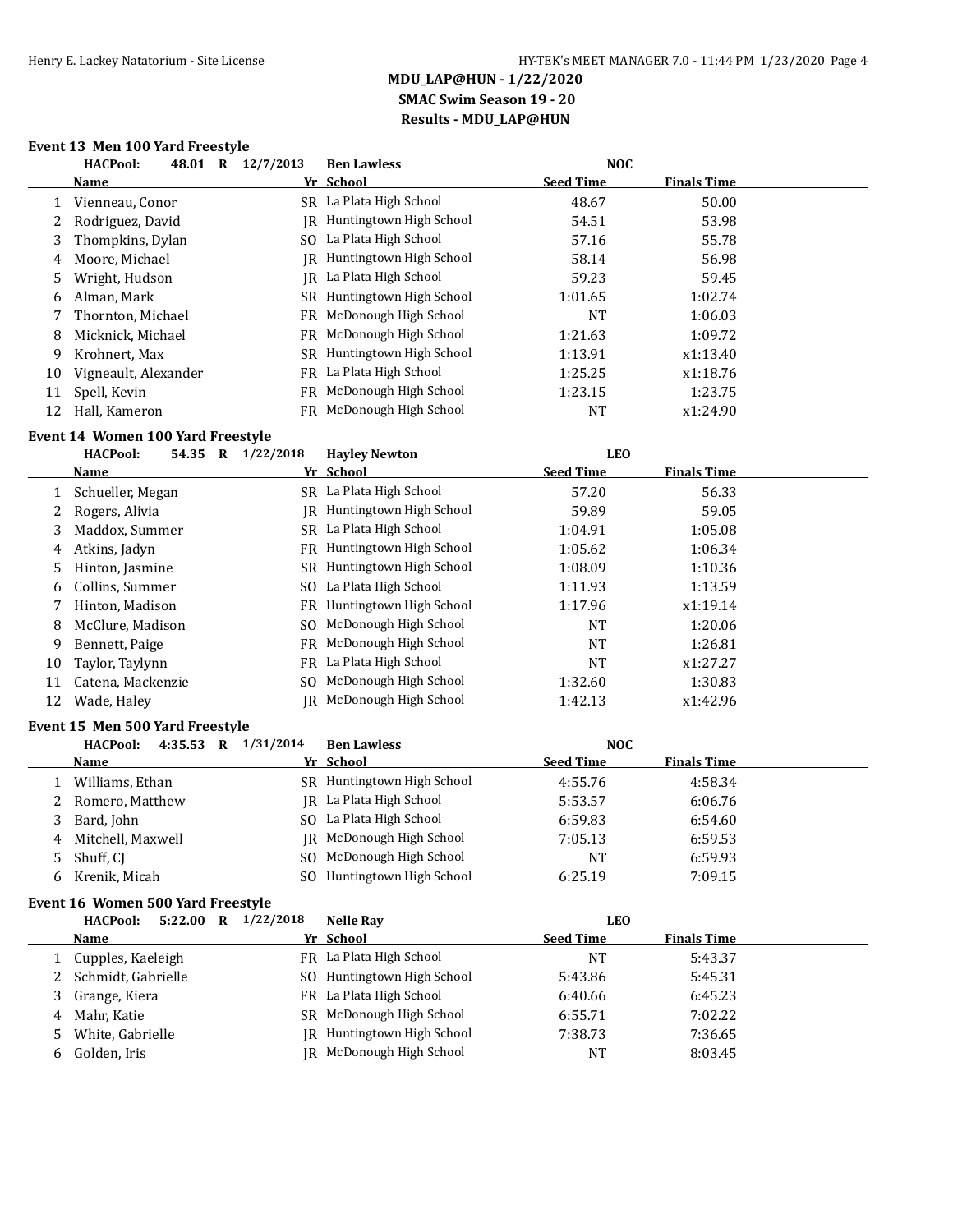## MDU_LAP@HUN - 1/22/2020
## SMAC Swim Season 19 - 20
## Results - MDU_LAP@HUN

### Event 13 Men 100 Yard Freestyle

**HACPool: 48.01 R 12/7/2013 Ben Lawless NOC**

| | Name | Yr | School | Seed Time | Finals Time |
|---|---|---|---|---|---|
| 1 | Vienneau, Conor | SR | La Plata High School | 48.67 | 50.00 |
| 2 | Rodriguez, David | JR | Huntingtown High School | 54.51 | 53.98 |
| 3 | Thompkins, Dylan | SO | La Plata High School | 57.16 | 55.78 |
| 4 | Moore, Michael | JR | Huntingtown High School | 58.14 | 56.98 |
| 5 | Wright, Hudson | JR | La Plata High School | 59.23 | 59.45 |
| 6 | Alman, Mark | SR | Huntingtown High School | 1:01.65 | 1:02.74 |
| 7 | Thornton, Michael | FR | McDonough High School | NT | 1:06.03 |
| 8 | Micknick, Michael | FR | McDonough High School | 1:21.63 | 1:09.72 |
| 9 | Krohnert, Max | SR | Huntingtown High School | 1:13.91 | x1:13.40 |
| 10 | Vigneault, Alexander | FR | La Plata High School | 1:25.25 | x1:18.76 |
| 11 | Spell, Kevin | FR | McDonough High School | 1:23.15 | 1:23.75 |
| 12 | Hall, Kameron | FR | McDonough High School | NT | x1:24.90 |

### Event 14 Women 100 Yard Freestyle

**HACPool: 54.35 R 1/22/2018 Hayley Newton LEO**

| | Name | Yr | School | Seed Time | Finals Time |
|---|---|---|---|---|---|
| 1 | Schueller, Megan | SR | La Plata High School | 57.20 | 56.33 |
| 2 | Rogers, Alivia | JR | Huntingtown High School | 59.89 | 59.05 |
| 3 | Maddox, Summer | SR | La Plata High School | 1:04.91 | 1:05.08 |
| 4 | Atkins, Jadyn | FR | Huntingtown High School | 1:05.62 | 1:06.34 |
| 5 | Hinton, Jasmine | SR | Huntingtown High School | 1:08.09 | 1:10.36 |
| 6 | Collins, Summer | SO | La Plata High School | 1:11.93 | 1:13.59 |
| 7 | Hinton, Madison | FR | Huntingtown High School | 1:17.96 | x1:19.14 |
| 8 | McClure, Madison | SO | McDonough High School | NT | 1:20.06 |
| 9 | Bennett, Paige | FR | McDonough High School | NT | 1:26.81 |
| 10 | Taylor, Taylynn | FR | La Plata High School | NT | x1:27.27 |
| 11 | Catena, Mackenzie | SO | McDonough High School | 1:32.60 | 1:30.83 |
| 12 | Wade, Haley | JR | McDonough High School | 1:42.13 | x1:42.96 |

### Event 15 Men 500 Yard Freestyle

**HACPool: 4:35.53 R 1/31/2014 Ben Lawless NOC**

| | Name | Yr | School | Seed Time | Finals Time |
|---|---|---|---|---|---|
| 1 | Williams, Ethan | SR | Huntingtown High School | 4:55.76 | 4:58.34 |
| 2 | Romero, Matthew | JR | La Plata High School | 5:53.57 | 6:06.76 |
| 3 | Bard, John | SO | La Plata High School | 6:59.83 | 6:54.60 |
| 4 | Mitchell, Maxwell | JR | McDonough High School | 7:05.13 | 6:59.53 |
| 5 | Shuff, CJ | SO | McDonough High School | NT | 6:59.93 |
| 6 | Krenik, Micah | SO | Huntingtown High School | 6:25.19 | 7:09.15 |

### Event 16 Women 500 Yard Freestyle

**HACPool: 5:22.00 R 1/22/2018 Nelle Ray LEO**

| | Name | Yr | School | Seed Time | Finals Time |
|---|---|---|---|---|---|
| 1 | Cupples, Kaeleigh | FR | La Plata High School | NT | 5:43.37 |
| 2 | Schmidt, Gabrielle | SO | Huntingtown High School | 5:43.86 | 5:45.31 |
| 3 | Grange, Kiera | FR | La Plata High School | 6:40.66 | 6:45.23 |
| 4 | Mahr, Katie | SR | McDonough High School | 6:55.71 | 7:02.22 |
| 5 | White, Gabrielle | JR | Huntingtown High School | 7:38.73 | 7:36.65 |
| 6 | Golden, Iris | JR | McDonough High School | NT | 8:03.45 |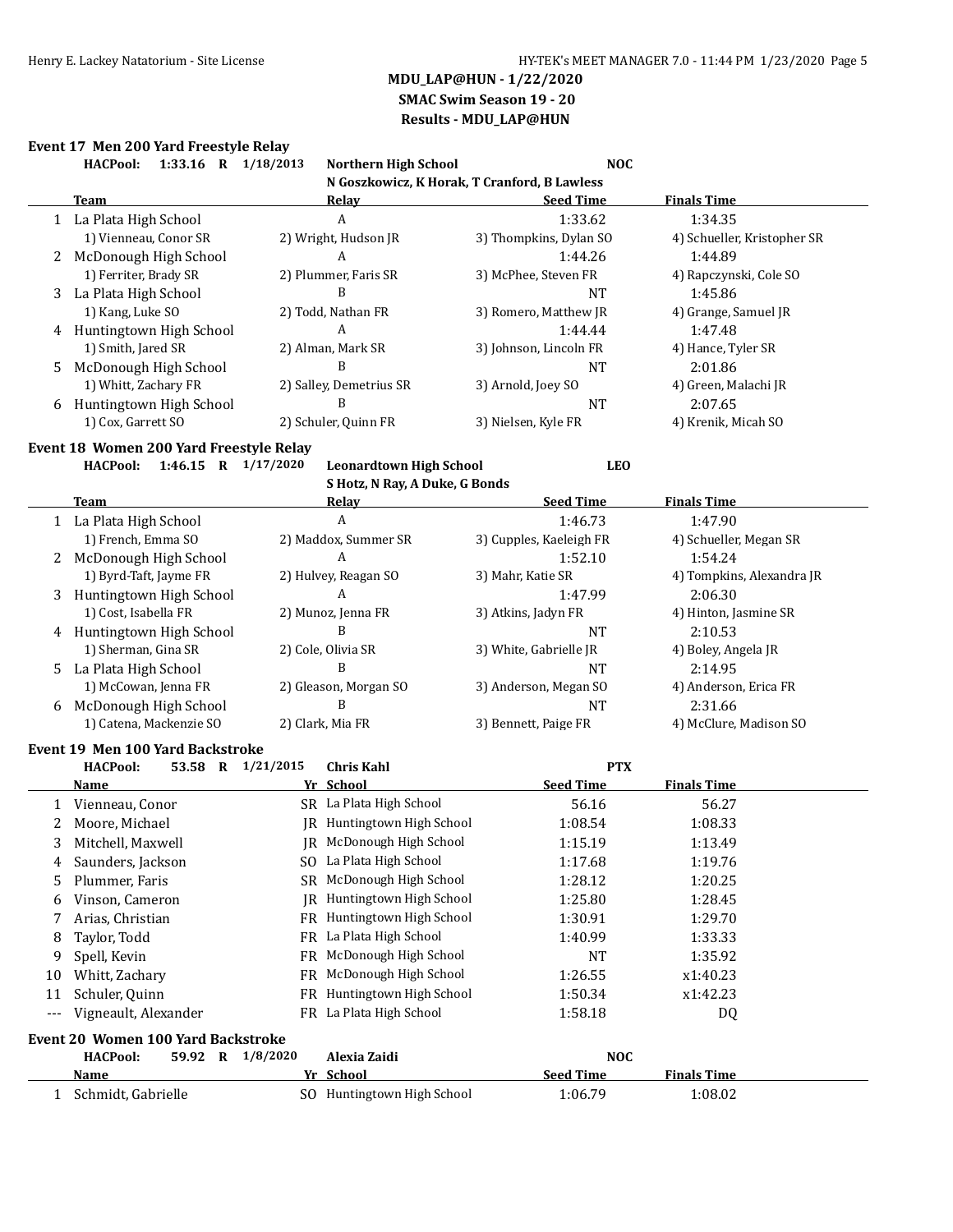**MDU_LAP@HUN - 1/22/2020**
**SMAC Swim Season 19 - 20**
**Results - MDU_LAP@HUN**

### Event 17 Men 200 Yard Freestyle Relay

HACPool: 1:33.16 R 1/18/2013 Northern High School NOC
N Goszkowicz, K Horak, T Cranford, B Lawless

| | Team | Relay | Seed Time | Finals Time |
|---|---|---|---|---|
| 1 | La Plata High School | A | 1:33.62 | 1:34.35 |
| | 1) Vienneau, Conor SR | 2) Wright, Hudson JR | 3) Thompkins, Dylan SO | 4) Schueller, Kristopher SR |
| 2 | McDonough High School | A | 1:44.26 | 1:44.89 |
| | 1) Ferriter, Brady SR | 2) Plummer, Faris SR | 3) McPhee, Steven FR | 4) Rapczynski, Cole SO |
| 3 | La Plata High School | B | NT | 1:45.86 |
| | 1) Kang, Luke SO | 2) Todd, Nathan FR | 3) Romero, Matthew JR | 4) Grange, Samuel JR |
| 4 | Huntingtown High School | A | 1:44.44 | 1:47.48 |
| | 1) Smith, Jared SR | 2) Alman, Mark SR | 3) Johnson, Lincoln FR | 4) Hance, Tyler SR |
| 5 | McDonough High School | B | NT | 2:01.86 |
| | 1) Whitt, Zachary FR | 2) Salley, Demetrius SR | 3) Arnold, Joey SO | 4) Green, Malachi JR |
| 6 | Huntingtown High School | B | NT | 2:07.65 |
| | 1) Cox, Garrett SO | 2) Schuler, Quinn FR | 3) Nielsen, Kyle FR | 4) Krenik, Micah SO |

### Event 18 Women 200 Yard Freestyle Relay

HACPool: 1:46.15 R 1/17/2020 Leonardtown High School LEO
S Hotz, N Ray, A Duke, G Bonds

| | Team | Relay | Seed Time | Finals Time |
|---|---|---|---|---|
| 1 | La Plata High School | A | 1:46.73 | 1:47.90 |
| | 1) French, Emma SO | 2) Maddox, Summer SR | 3) Cupples, Kaeleigh FR | 4) Schueller, Megan SR |
| 2 | McDonough High School | A | 1:52.10 | 1:54.24 |
| | 1) Byrd-Taft, Jayme FR | 2) Hulvey, Reagan SO | 3) Mahr, Katie SR | 4) Tompkins, Alexandra JR |
| 3 | Huntingtown High School | A | 1:47.99 | 2:06.30 |
| | 1) Cost, Isabella FR | 2) Munoz, Jenna FR | 3) Atkins, Jadyn FR | 4) Hinton, Jasmine SR |
| 4 | Huntingtown High School | B | NT | 2:10.53 |
| | 1) Sherman, Gina SR | 2) Cole, Olivia SR | 3) White, Gabrielle JR | 4) Boley, Angela JR |
| 5 | La Plata High School | B | NT | 2:14.95 |
| | 1) McCowan, Jenna FR | 2) Gleason, Morgan SO | 3) Anderson, Megan SO | 4) Anderson, Erica FR |
| 6 | McDonough High School | B | NT | 2:31.66 |
| | 1) Catena, Mackenzie SO | 2) Clark, Mia FR | 3) Bennett, Paige FR | 4) McClure, Madison SO |

### Event 19 Men 100 Yard Backstroke

HACPool: 53.58 R 1/21/2015 Chris Kahl PTX

| | Name | Yr | School | Seed Time | Finals Time |
|---|---|---|---|---|---|
| 1 | Vienneau, Conor | SR | La Plata High School | 56.16 | 56.27 |
| 2 | Moore, Michael | JR | Huntingtown High School | 1:08.54 | 1:08.33 |
| 3 | Mitchell, Maxwell | JR | McDonough High School | 1:15.19 | 1:13.49 |
| 4 | Saunders, Jackson | SO | La Plata High School | 1:17.68 | 1:19.76 |
| 5 | Plummer, Faris | SR | McDonough High School | 1:28.12 | 1:20.25 |
| 6 | Vinson, Cameron | JR | Huntingtown High School | 1:25.80 | 1:28.45 |
| 7 | Arias, Christian | FR | Huntingtown High School | 1:30.91 | 1:29.70 |
| 8 | Taylor, Todd | FR | La Plata High School | 1:40.99 | 1:33.33 |
| 9 | Spell, Kevin | FR | McDonough High School | NT | 1:35.92 |
| 10 | Whitt, Zachary | FR | McDonough High School | 1:26.55 | x1:40.23 |
| 11 | Schuler, Quinn | FR | Huntingtown High School | 1:50.34 | x1:42.23 |
| --- | Vigneault, Alexander | FR | La Plata High School | 1:58.18 | DQ |

### Event 20 Women 100 Yard Backstroke

HACPool: 59.92 R 1/8/2020 Alexia Zaidi NOC

| | Name | Yr | School | Seed Time | Finals Time |
|---|---|---|---|---|---|
| 1 | Schmidt, Gabrielle | SO | Huntingtown High School | 1:06.79 | 1:08.02 |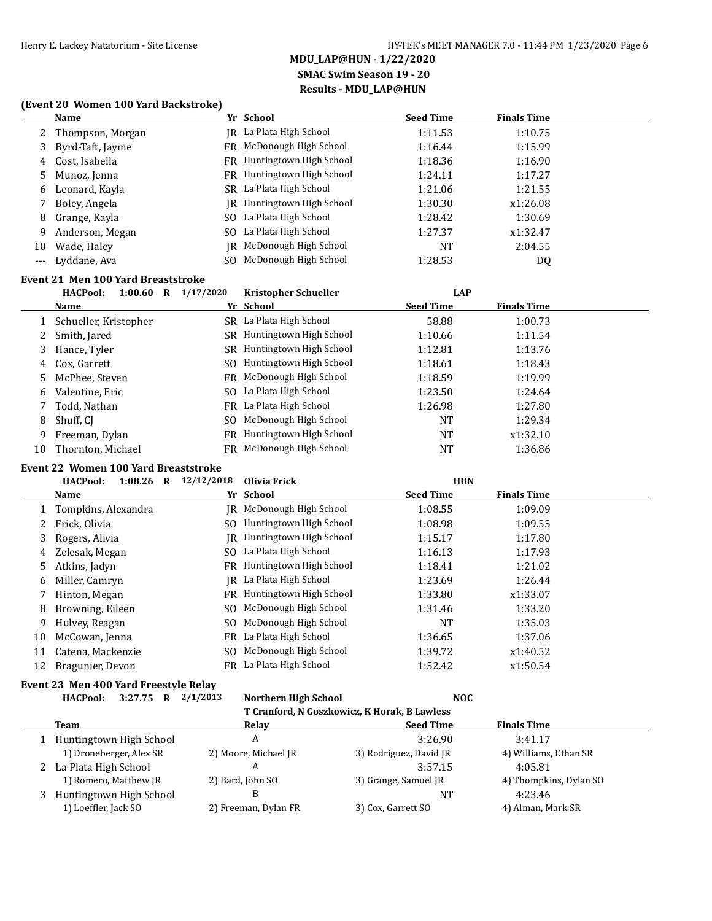**MDU_LAP@HUN - 1/22/2020**
**SMAC Swim Season 19 - 20**
**Results - MDU_LAP@HUN**

### (Event 20 Women 100 Yard Backstroke)

| | Name | Yr | School | Seed Time | Finals Time |
|---|---|---|---|---|---|
| 2 | Thompson, Morgan | JR | La Plata High School | 1:11.53 | 1:10.75 |
| 3 | Byrd-Taft, Jayme | FR | McDonough High School | 1:16.44 | 1:15.99 |
| 4 | Cost, Isabella | FR | Huntingtown High School | 1:18.36 | 1:16.90 |
| 5 | Munoz, Jenna | FR | Huntingtown High School | 1:24.11 | 1:17.27 |
| 6 | Leonard, Kayla | SR | La Plata High School | 1:21.06 | 1:21.55 |
| 7 | Boley, Angela | JR | Huntingtown High School | 1:30.30 | x1:26.08 |
| 8 | Grange, Kayla | SO | La Plata High School | 1:28.42 | 1:30.69 |
| 9 | Anderson, Megan | SO | La Plata High School | 1:27.37 | x1:32.47 |
| 10 | Wade, Haley | JR | McDonough High School | NT | 2:04.55 |
| --- | Lyddane, Ava | SO | McDonough High School | 1:28.53 | DQ |

### Event 21 Men 100 Yard Breaststroke

HACPool: 1:00.60 R 1/17/2020 Kristopher Schueller LAP

| | Name | Yr | School | Seed Time | Finals Time |
|---|---|---|---|---|---|
| 1 | Schueller, Kristopher | SR | La Plata High School | 58.88 | 1:00.73 |
| 2 | Smith, Jared | SR | Huntingtown High School | 1:10.66 | 1:11.54 |
| 3 | Hance, Tyler | SR | Huntingtown High School | 1:12.81 | 1:13.76 |
| 4 | Cox, Garrett | SO | Huntingtown High School | 1:18.61 | 1:18.43 |
| 5 | McPhee, Steven | FR | McDonough High School | 1:18.59 | 1:19.99 |
| 6 | Valentine, Eric | SO | La Plata High School | 1:23.50 | 1:24.64 |
| 7 | Todd, Nathan | FR | La Plata High School | 1:26.98 | 1:27.80 |
| 8 | Shuff, CJ | SO | McDonough High School | NT | 1:29.34 |
| 9 | Freeman, Dylan | FR | Huntingtown High School | NT | x1:32.10 |
| 10 | Thornton, Michael | FR | McDonough High School | NT | 1:36.86 |

### Event 22 Women 100 Yard Breaststroke

HACPool: 1:08.26 R 12/12/2018 Olivia Frick HUN

| | Name | Yr | School | Seed Time | Finals Time |
|---|---|---|---|---|---|
| 1 | Tompkins, Alexandra | JR | McDonough High School | 1:08.55 | 1:09.09 |
| 2 | Frick, Olivia | SO | Huntingtown High School | 1:08.98 | 1:09.55 |
| 3 | Rogers, Alivia | JR | Huntingtown High School | 1:15.17 | 1:17.80 |
| 4 | Zelesak, Megan | SO | La Plata High School | 1:16.13 | 1:17.93 |
| 5 | Atkins, Jadyn | FR | Huntingtown High School | 1:18.41 | 1:21.02 |
| 6 | Miller, Camryn | JR | La Plata High School | 1:23.69 | 1:26.44 |
| 7 | Hinton, Megan | FR | Huntingtown High School | 1:33.80 | x1:33.07 |
| 8 | Browning, Eileen | SO | McDonough High School | 1:31.46 | 1:33.20 |
| 9 | Hulvey, Reagan | SO | McDonough High School | NT | 1:35.03 |
| 10 | McCowan, Jenna | FR | La Plata High School | 1:36.65 | 1:37.06 |
| 11 | Catena, Mackenzie | SO | McDonough High School | 1:39.72 | x1:40.52 |
| 12 | Bragunier, Devon | FR | La Plata High School | 1:52.42 | x1:50.54 |

### Event 23 Men 400 Yard Freestyle Relay

HACPool: 3:27.75 R 2/1/2013 Northern High School NOC
T Cranford, N Goszkowicz, K Horak, B Lawless

| | Team | Relay | Seed Time | Finals Time |
|---|---|---|---|---|
| 1 | Huntingtown High School | A | 3:26.90 | 3:41.17 |
| | 1) Droneberger, Alex SR | 2) Moore, Michael JR | 3) Rodriguez, David JR | 4) Williams, Ethan SR |
| 2 | La Plata High School | A | 3:57.15 | 4:05.81 |
| | 1) Romero, Matthew JR | 2) Bard, John SO | 3) Grange, Samuel JR | 4) Thompkins, Dylan SO |
| 3 | Huntingtown High School | B | NT | 4:23.46 |
| | 1) Loeffler, Jack SO | 2) Freeman, Dylan FR | 3) Cox, Garrett SO | 4) Alman, Mark SR |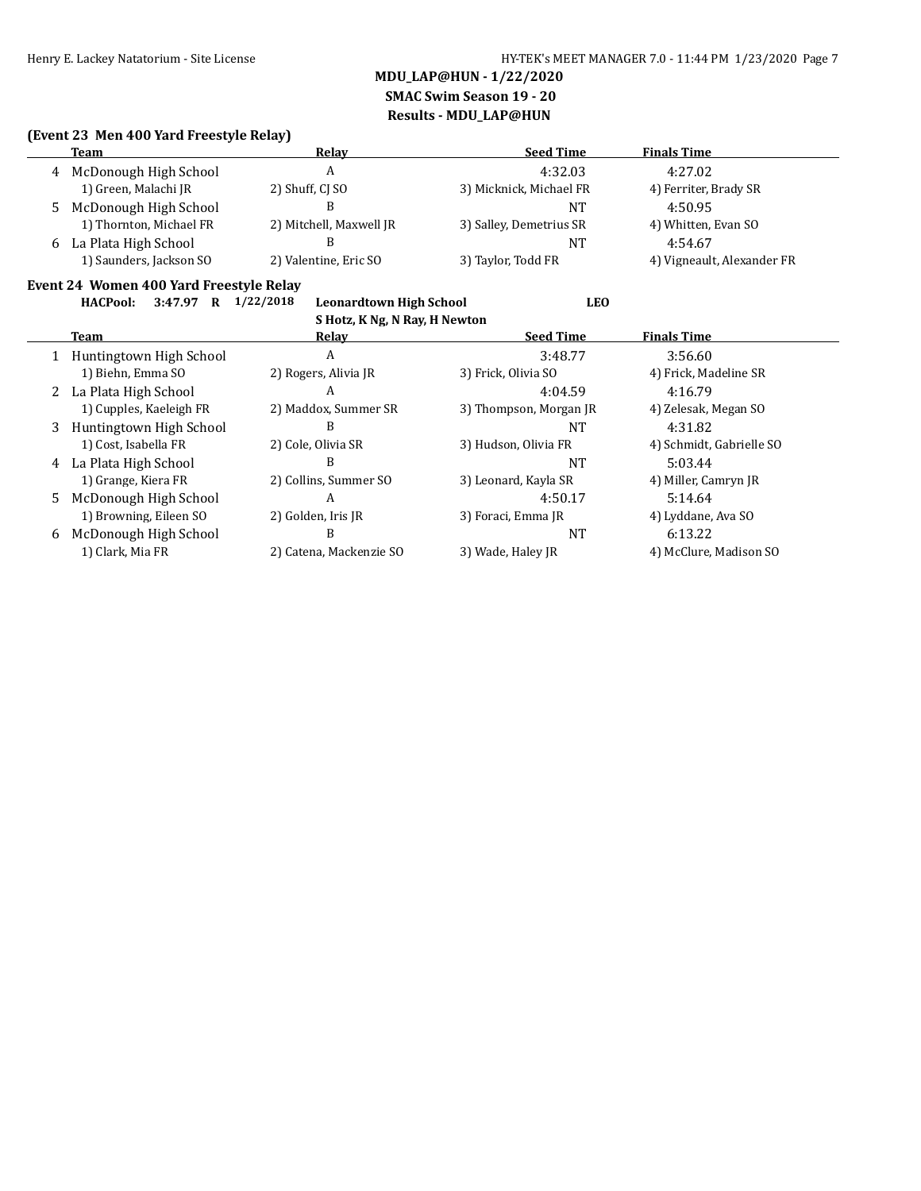**MDU_LAP@HUN - 1/22/2020**
**SMAC Swim Season 19 - 20**
**Results - MDU_LAP@HUN**

### (Event 23 Men 400 Yard Freestyle Relay)

| | Team | Relay | Seed Time | Finals Time |
|---|---|---|---|---|
| 4 | McDonough High School | A | 4:32.03 | 4:27.02 |
| | 1) Green, Malachi JR | 2) Shuff, CJ SO | 3) Micknick, Michael FR | 4) Ferriter, Brady SR |
| 5 | McDonough High School | B | NT | 4:50.95 |
| | 1) Thornton, Michael FR | 2) Mitchell, Maxwell JR | 3) Salley, Demetrius SR | 4) Whitten, Evan SO |
| 6 | La Plata High School | B | NT | 4:54.67 |
| | 1) Saunders, Jackson SO | 2) Valentine, Eric SO | 3) Taylor, Todd FR | 4) Vigneault, Alexander FR |

### Event 24 Women 400 Yard Freestyle Relay

**HACPool: 3:47.97 R 1/22/2018 Leonardtown High School LEO**
**S Hotz, K Ng, N Ray, H Newton**

| | Team | Relay | Seed Time | Finals Time |
|---|---|---|---|---|
| 1 | Huntingtown High School | A | 3:48.77 | 3:56.60 |
| | 1) Biehn, Emma SO | 2) Rogers, Alivia JR | 3) Frick, Olivia SO | 4) Frick, Madeline SR |
| 2 | La Plata High School | A | 4:04.59 | 4:16.79 |
| | 1) Cupples, Kaeleigh FR | 2) Maddox, Summer SR | 3) Thompson, Morgan JR | 4) Zelesak, Megan SO |
| 3 | Huntingtown High School | B | NT | 4:31.82 |
| | 1) Cost, Isabella FR | 2) Cole, Olivia SR | 3) Hudson, Olivia FR | 4) Schmidt, Gabrielle SO |
| 4 | La Plata High School | B | NT | 5:03.44 |
| | 1) Grange, Kiera FR | 2) Collins, Summer SO | 3) Leonard, Kayla SR | 4) Miller, Camryn JR |
| 5 | McDonough High School | A | 4:50.17 | 5:14.64 |
| | 1) Browning, Eileen SO | 2) Golden, Iris JR | 3) Foraci, Emma JR | 4) Lyddane, Ava SO |
| 6 | McDonough High School | B | NT | 6:13.22 |
| | 1) Clark, Mia FR | 2) Catena, Mackenzie SO | 3) Wade, Haley JR | 4) McClure, Madison SO |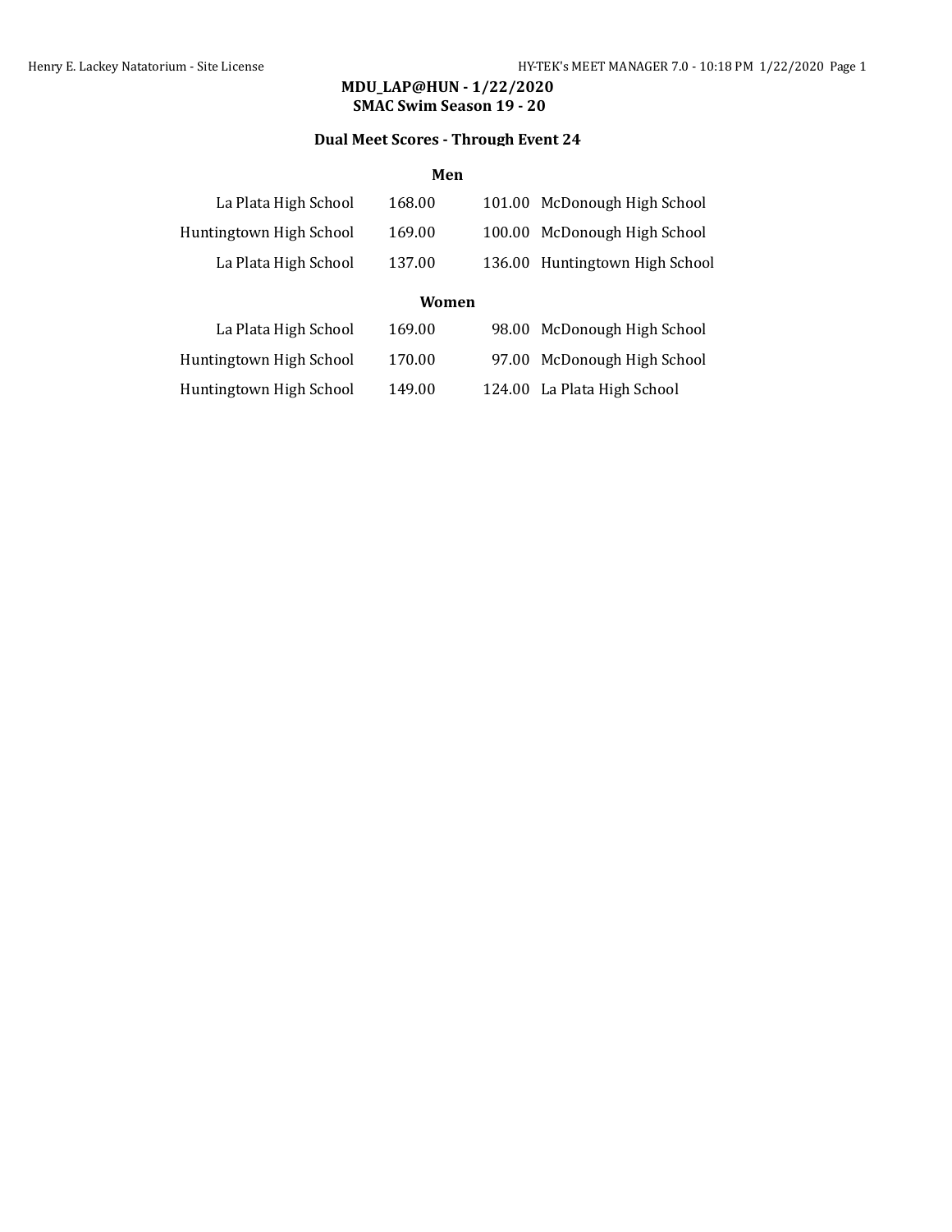**MDU_LAP@HUN - 1/22/2020**
**SMAC Swim Season 19 - 20**

**Dual Meet Scores - Through Event 24**

**Men**

| | | | |
|---|---|---|---|
| La Plata High School | 168.00 | 101.00 | McDonough High School |
| Huntingtown High School | 169.00 | 100.00 | McDonough High School |
| La Plata High School | 137.00 | 136.00 | Huntingtown High School |

**Women**

| | | | |
|---|---|---|---|
| La Plata High School | 169.00 | 98.00 | McDonough High School |
| Huntingtown High School | 170.00 | 97.00 | McDonough High School |
| Huntingtown High School | 149.00 | 124.00 | La Plata High School |